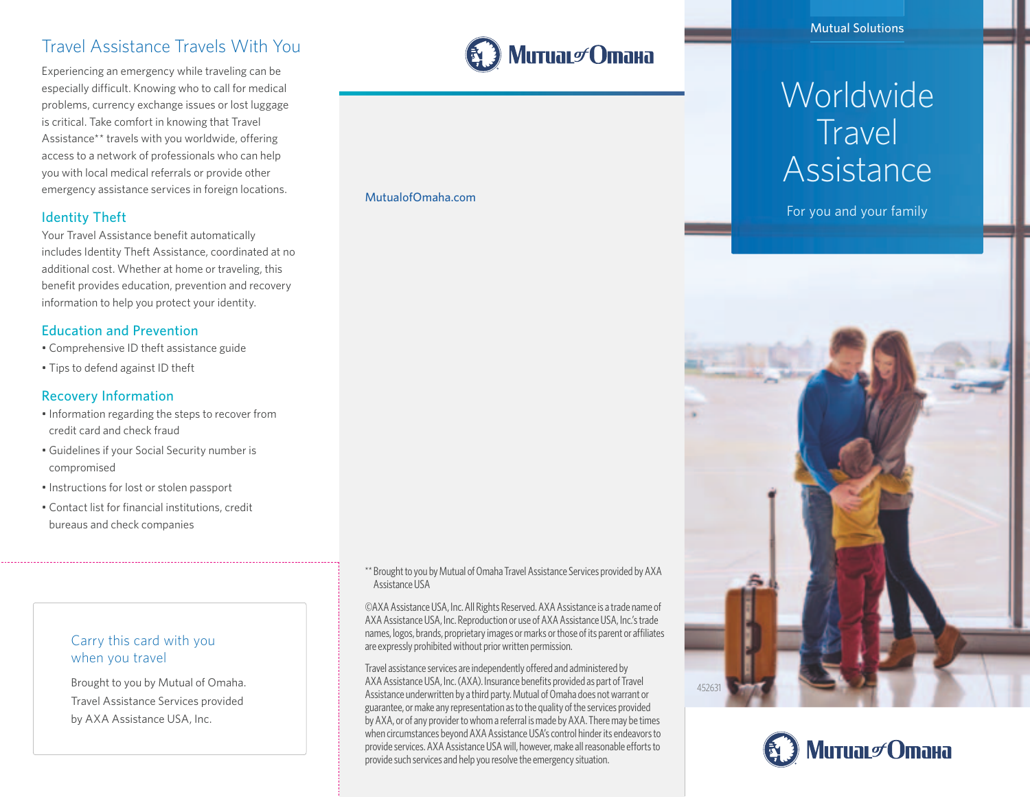## Travel Assistance Travels With You

Experiencing an emergency while traveling can be especially difficult. Knowing who to call for medical problems, currency exchange issues or lost luggage is critical. Take comfort in knowing that Travel Assistance** travels with you worldwide, offering access to a network of professionals who can help you with local medical referrals or provide other emergency assistance services in foreign locations.

### Identity Theft

Your Travel Assistance benefit automatically includes Identity Theft Assistance, coordinated at no additional cost. Whether at home or traveling, this benefit provides education, prevention and recovery information to help you protect your identity.

### Education and Prevention

- Comprehensive ID theft assistance guide
- Tips to defend against ID theft

### Recovery Information

- Information regarding the steps to recover from credit card and check fraud
- Guidelines if your Social Security number is compromised
- Instructions for lost or stolen passport
- Contact list for financial institutions, credit bureaus and check companies

---

### Carry this card with you when you travel

Brought to you by Mutual of Omaha. Travel Assistance Services provided by AXA Assistance USA, Inc.

---

Mutual of Omaha

MutualofOmaha.com

** Brought to you by Mutual of Omaha Travel Assistance Services provided by AXA Assistance USA

©AXA Assistance USA, Inc. All Rights Reserved. AXA Assistance is a trade name of AXA Assistance USA, Inc. Reproduction or use of AXA Assistance USA, Inc.'s trade names, logos, brands, proprietary images or marks or those of its parent or affiliates are expressly prohibited without prior written permission.

Travel assistance services are independently offered and administered by AXA Assistance USA, Inc. (AXA). Insurance benefits provided as part of Travel Assistance underwritten by a third party. Mutual of Omaha does not warrant or guarantee, or make any representation as to the quality of the services provided by AXA, or of any provider to whom a referral is made by AXA. There may be times when circumstances beyond AXA Assistance USA's control hinder its endeavors to provide services. AXA Assistance USA will, however, make all reasonable efforts to provide such services and help you resolve the emergency situation.

---

Mutual Solutions

# Worldwide Travel Assistance

For you and your family

452631

Mutual of Omaha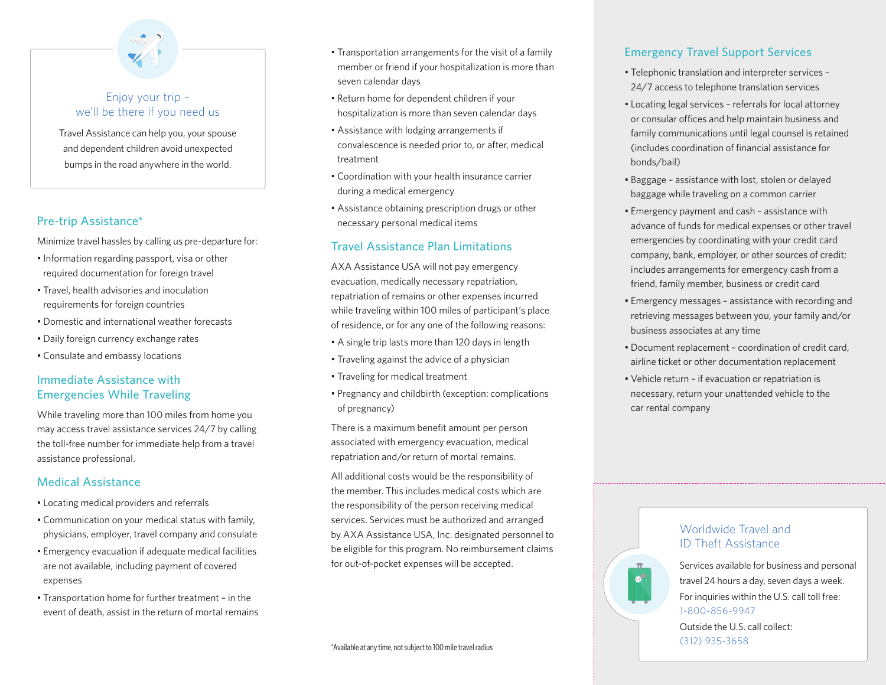## Enjoy your trip – we'll be there if you need us

Travel Assistance can help you, your spouse and dependent children avoid unexpected bumps in the road anywhere in the world.

## Pre-trip Assistance*

Minimize travel hassles by calling us pre-departure for:

- Information regarding passport, visa or other required documentation for foreign travel
- Travel, health advisories and inoculation requirements for foreign countries
- Domestic and international weather forecasts
- Daily foreign currency exchange rates
- Consulate and embassy locations

## Immediate Assistance with Emergencies While Traveling

While traveling more than 100 miles from home you may access travel assistance services 24/7 by calling the toll-free number for immediate help from a travel assistance professional.

## Medical Assistance

- Locating medical providers and referrals
- Communication on your medical status with family, physicians, employer, travel company and consulate
- Emergency evacuation if adequate medical facilities are not available, including payment of covered expenses
- Transportation home for further treatment – in the event of death, assist in the return of mortal remains
- Transportation arrangements for the visit of a family member or friend if your hospitalization is more than seven calendar days
- Return home for dependent children if your hospitalization is more than seven calendar days
- Assistance with lodging arrangements if convalescence is needed prior to, or after, medical treatment
- Coordination with your health insurance carrier during a medical emergency
- Assistance obtaining prescription drugs or other necessary personal medical items

## Travel Assistance Plan Limitations

AXA Assistance USA will not pay emergency evacuation, medically necessary repatriation, repatriation of remains or other expenses incurred while traveling within 100 miles of participant's place of residence, or for any one of the following reasons:

- A single trip lasts more than 120 days in length
- Traveling against the advice of a physician
- Traveling for medical treatment
- Pregnancy and childbirth (exception: complications of pregnancy)

There is a maximum benefit amount per person associated with emergency evacuation, medical repatriation and/or return of mortal remains.

All additional costs would be the responsibility of the member. This includes medical costs which are the responsibility of the person receiving medical services. Services must be authorized and arranged by AXA Assistance USA, Inc. designated personnel to be eligible for this program. No reimbursement claims for out-of-pocket expenses will be accepted.

*Available at any time, not subject to 100 mile travel radius

## Emergency Travel Support Services

- Telephonic translation and interpreter services – 24/7 access to telephone translation services
- Locating legal services – referrals for local attorney or consular offices and help maintain business and family communications until legal counsel is retained (includes coordination of financial assistance for bonds/bail)
- Baggage – assistance with lost, stolen or delayed baggage while traveling on a common carrier
- Emergency payment and cash – assistance with advance of funds for medical expenses or other travel emergencies by coordinating with your credit card company, bank, employer, or other sources of credit; includes arrangements for emergency cash from a friend, family member, business or credit card
- Emergency messages – assistance with recording and retrieving messages between you, your family and/or business associates at any time
- Document replacement – coordination of credit card, airline ticket or other documentation replacement
- Vehicle return – if evacuation or repatriation is necessary, return your unattended vehicle to the car rental company

## Worldwide Travel and ID Theft Assistance

Services available for business and personal travel 24 hours a day, seven days a week.

For inquiries within the U.S. call toll free:
1-800-856-9947

Outside the U.S. call collect:
(312) 935-3658